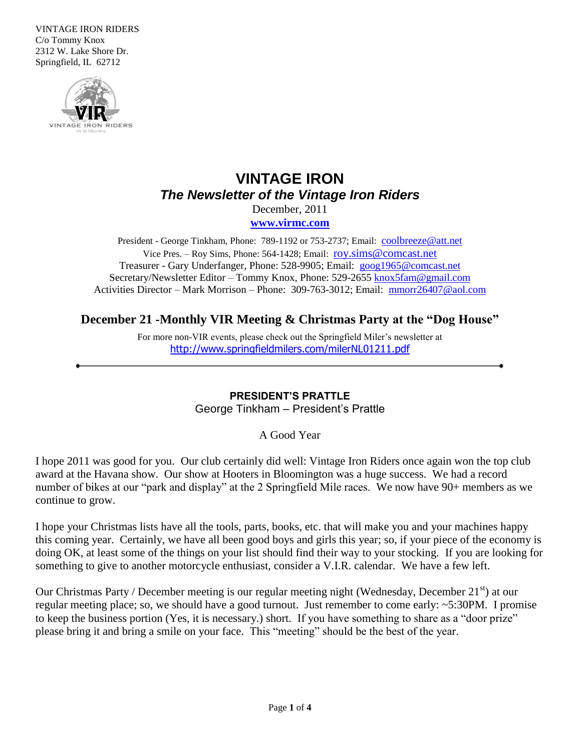VINTAGE IRON RIDERS
C/o Tommy Knox
2312 W. Lake Shore Dr.
Springfield, IL 62712

# VINTAGE IRON

## *The Newsletter of the Vintage Iron Riders*

December, 2011

**www.virmc.com**

President - George Tinkham, Phone: 789-1192 or 753-2737; Email: coolbreeze@att.net
Vice Pres. – Roy Sims, Phone: 564-1428; Email: roy.sims@comcast.net
Treasurer - Gary Underfanger, Phone: 528-9905; Email: goog1965@comcast.net
Secretary/Newsletter Editor – Tommy Knox, Phone: 529-2655 knox5fam@gmail.com
Activities Director – Mark Morrison – Phone: 309-763-3012; Email: mmorr26407@aol.com

## December 21 -Monthly VIR Meeting & Christmas Party at the "Dog House"

For more non-VIR events, please check out the Springfield Miler's newsletter at
http://www.springfieldmilers.com/milerNL01211.pdf

---

### PRESIDENT'S PRATTLE

George Tinkham – President's Prattle

A Good Year

I hope 2011 was good for you. Our club certainly did well: Vintage Iron Riders once again won the top club award at the Havana show. Our show at Hooters in Bloomington was a huge success. We had a record number of bikes at our "park and display" at the 2 Springfield Mile races. We now have 90+ members as we continue to grow.

I hope your Christmas lists have all the tools, parts, books, etc. that will make you and your machines happy this coming year. Certainly, we have all been good boys and girls this year; so, if your piece of the economy is doing OK, at least some of the things on your list should find their way to your stocking. If you are looking for something to give to another motorcycle enthusiast, consider a V.I.R. calendar. We have a few left.

Our Christmas Party / December meeting is our regular meeting night (Wednesday, December 21st) at our regular meeting place; so, we should have a good turnout. Just remember to come early: ~5:30PM. I promise to keep the business portion (Yes, it is necessary.) short. If you have something to share as a "door prize" please bring it and bring a smile on your face. This "meeting" should be the best of the year.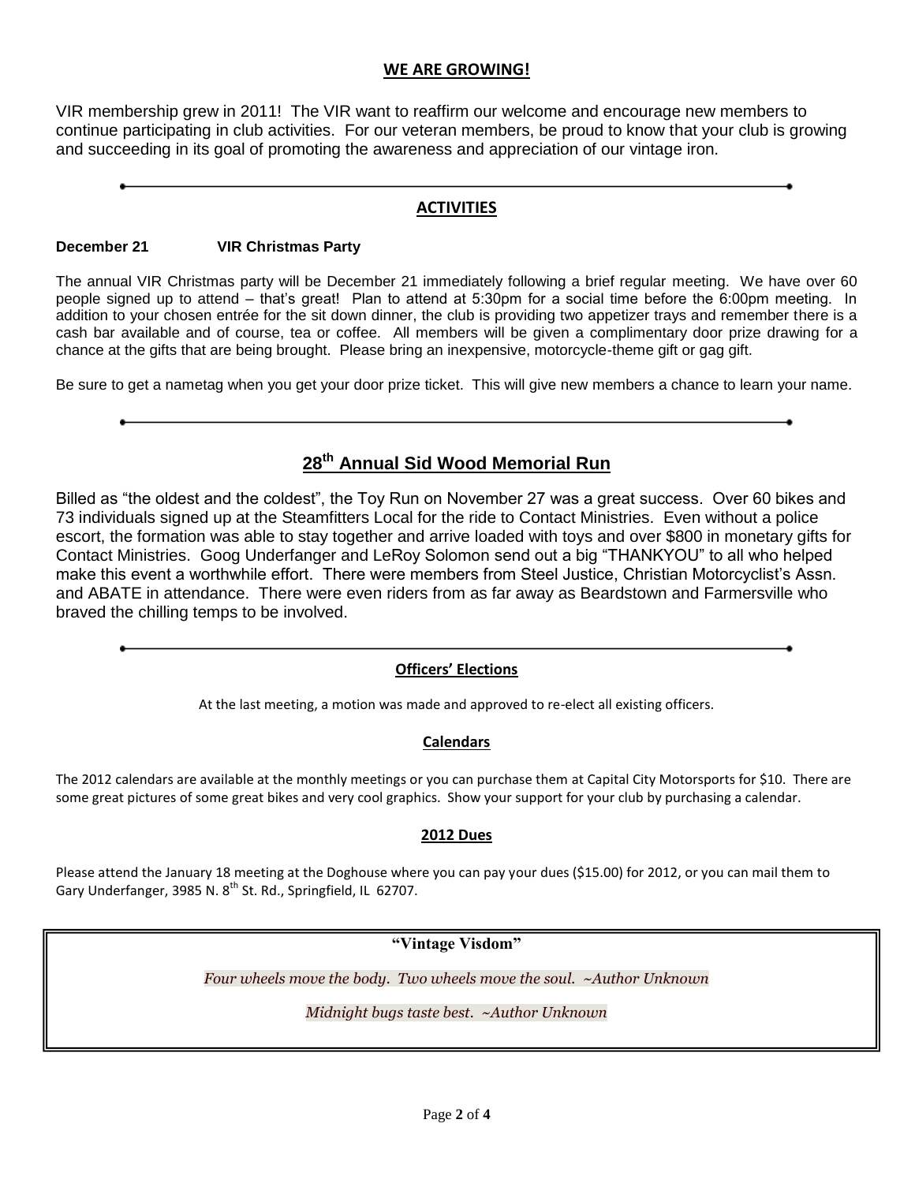## WE ARE GROWING!

VIR membership grew in 2011! The VIR want to reaffirm our welcome and encourage new members to continue participating in club activities. For our veteran members, be proud to know that your club is growing and succeeding in its goal of promoting the awareness and appreciation of our vintage iron.

---

## ACTIVITIES

**December 21 VIR Christmas Party**

The annual VIR Christmas party will be December 21 immediately following a brief regular meeting. We have over 60 people signed up to attend – that's great! Plan to attend at 5:30pm for a social time before the 6:00pm meeting. In addition to your chosen entrée for the sit down dinner, the club is providing two appetizer trays and remember there is a cash bar available and of course, tea or coffee. All members will be given a complimentary door prize drawing for a chance at the gifts that are being brought. Please bring an inexpensive, motorcycle-theme gift or gag gift.

Be sure to get a nametag when you get your door prize ticket. This will give new members a chance to learn your name.

---

## 28th Annual Sid Wood Memorial Run

Billed as "the oldest and the coldest", the Toy Run on November 27 was a great success. Over 60 bikes and 73 individuals signed up at the Steamfitters Local for the ride to Contact Ministries. Even without a police escort, the formation was able to stay together and arrive loaded with toys and over $800 in monetary gifts for Contact Ministries. Goog Underfanger and LeRoy Solomon send out a big "THANKYOU" to all who helped make this event a worthwhile effort. There were members from Steel Justice, Christian Motorcyclist's Assn. and ABATE in attendance. There were even riders from as far away as Beardstown and Farmersville who braved the chilling temps to be involved.

---

### Officers' Elections

At the last meeting, a motion was made and approved to re-elect all existing officers.

### Calendars

The 2012 calendars are available at the monthly meetings or you can purchase them at Capital City Motorsports for $10. There are some great pictures of some great bikes and very cool graphics. Show your support for your club by purchasing a calendar.

### 2012 Dues

Please attend the January 18 meeting at the Doghouse where you can pay your dues ($15.00) for 2012, or you can mail them to Gary Underfanger, 3985 N. 8th St. Rd., Springfield, IL 62707.

---

**"Vintage Visdom"**

*Four wheels move the body. Two wheels move the soul. ~Author Unknown*

*Midnight bugs taste best. ~Author Unknown*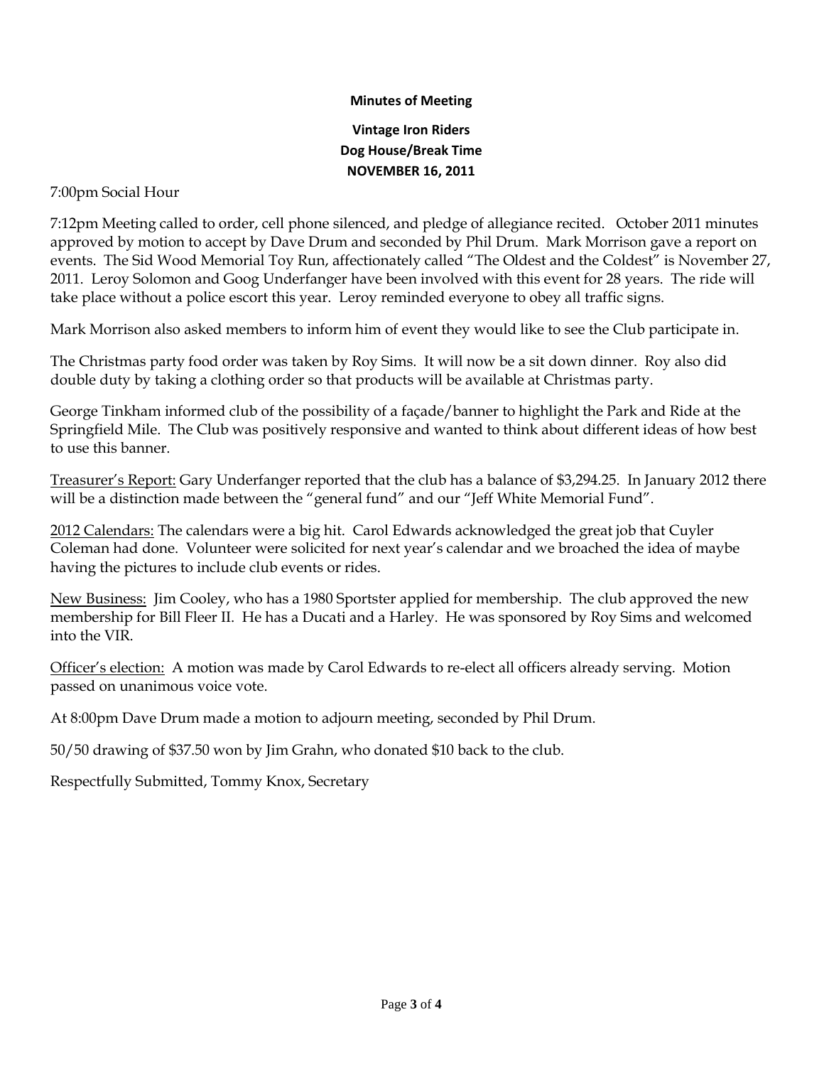**Minutes of Meeting**

**Vintage Iron Riders**
**Dog House/Break Time**
**NOVEMBER 16, 2011**

7:00pm Social Hour

7:12pm Meeting called to order, cell phone silenced, and pledge of allegiance recited. October 2011 minutes approved by motion to accept by Dave Drum and seconded by Phil Drum. Mark Morrison gave a report on events. The Sid Wood Memorial Toy Run, affectionately called "The Oldest and the Coldest" is November 27, 2011. Leroy Solomon and Goog Underfanger have been involved with this event for 28 years. The ride will take place without a police escort this year. Leroy reminded everyone to obey all traffic signs.

Mark Morrison also asked members to inform him of event they would like to see the Club participate in.

The Christmas party food order was taken by Roy Sims. It will now be a sit down dinner. Roy also did double duty by taking a clothing order so that products will be available at Christmas party.

George Tinkham informed club of the possibility of a façade/banner to highlight the Park and Ride at the Springfield Mile. The Club was positively responsive and wanted to think about different ideas of how best to use this banner.

<u>Treasurer's Report:</u> Gary Underfanger reported that the club has a balance of $3,294.25. In January 2012 there will be a distinction made between the "general fund" and our "Jeff White Memorial Fund".

<u>2012 Calendars:</u> The calendars were a big hit. Carol Edwards acknowledged the great job that Cuyler Coleman had done. Volunteer were solicited for next year's calendar and we broached the idea of maybe having the pictures to include club events or rides.

<u>New Business:</u> Jim Cooley, who has a 1980 Sportster applied for membership. The club approved the new membership for Bill Fleer II. He has a Ducati and a Harley. He was sponsored by Roy Sims and welcomed into the VIR.

<u>Officer's election:</u> A motion was made by Carol Edwards to re-elect all officers already serving. Motion passed on unanimous voice vote.

At 8:00pm Dave Drum made a motion to adjourn meeting, seconded by Phil Drum.

50/50 drawing of $37.50 won by Jim Grahn, who donated $10 back to the club.

Respectfully Submitted, Tommy Knox, Secretary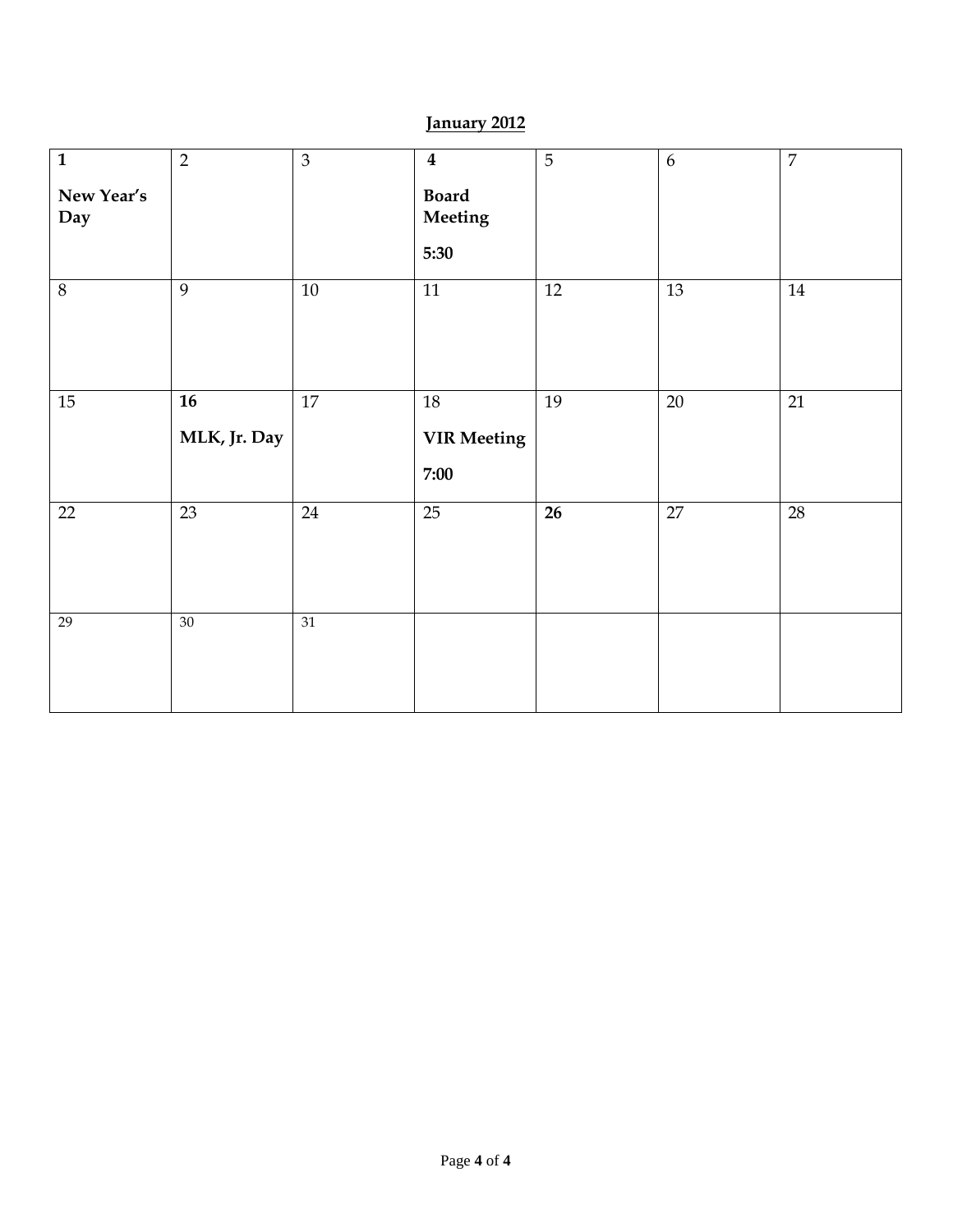**January 2012**

| | | | | | | |
|---|---|---|---|---|---|---|
| **1** **New Year's Day** | 2 | 3 | **4** **Board Meeting** **5:30** | 5 | 6 | 7 |
| 8 | 9 | 10 | 11 | 12 | 13 | 14 |
| 15 | **16** **MLK, Jr. Day** | 17 | 18 **VIR Meeting** **7:00** | 19 | 20 | 21 |
| 22 | 23 | 24 | 25 | **26** | 27 | 28 |
| 29 | 30 | 31 | | | | |